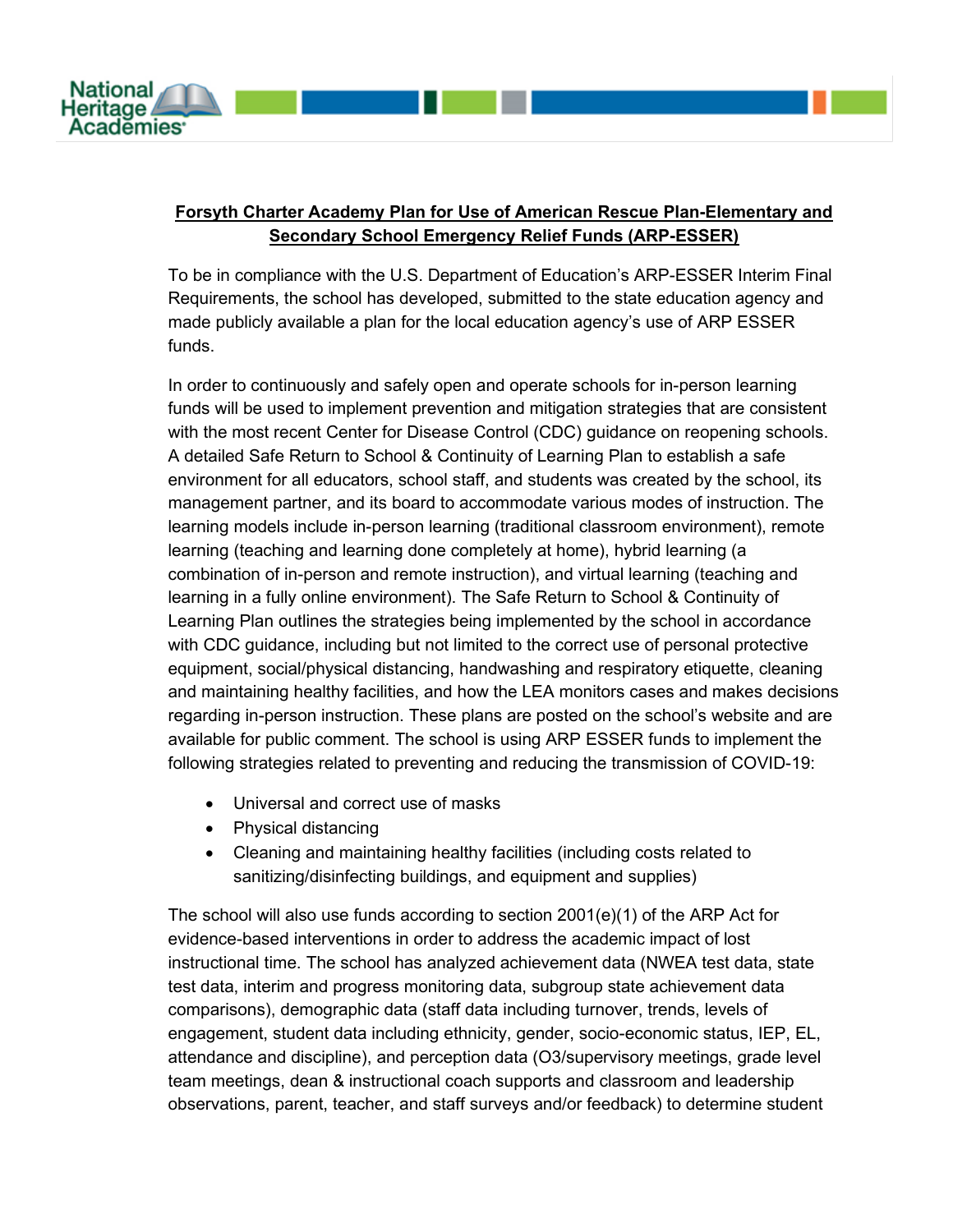**Forsyth Charter Academy Plan for Use of American Rescue Plan-Elementary and Secondary School Emergency Relief Funds (ARP-ESSER)**

To be in compliance with the U.S. Department of Education's ARP-ESSER Interim Final Requirements, the school has developed, submitted to the state education agency and made publicly available a plan for the local education agency's use of ARP ESSER funds.

In order to continuously and safely open and operate schools for in-person learning funds will be used to implement prevention and mitigation strategies that are consistent with the most recent Center for Disease Control (CDC) guidance on reopening schools. A detailed Safe Return to School & Continuity of Learning Plan to establish a safe environment for all educators, school staff, and students was created by the school, its management partner, and its board to accommodate various modes of instruction. The learning models include in-person learning (traditional classroom environment), remote learning (teaching and learning done completely at home), hybrid learning (a combination of in-person and remote instruction), and virtual learning (teaching and learning in a fully online environment). The Safe Return to School & Continuity of Learning Plan outlines the strategies being implemented by the school in accordance with CDC guidance, including but not limited to the correct use of personal protective equipment, social/physical distancing, handwashing and respiratory etiquette, cleaning and maintaining healthy facilities, and how the LEA monitors cases and makes decisions regarding in-person instruction. These plans are posted on the school's website and are available for public comment. The school is using ARP ESSER funds to implement the following strategies related to preventing and reducing the transmission of COVID-19:

- Universal and correct use of masks
- Physical distancing
- Cleaning and maintaining healthy facilities (including costs related to sanitizing/disinfecting buildings, and equipment and supplies)

The school will also use funds according to section 2001(e)(1) of the ARP Act for evidence-based interventions in order to address the academic impact of lost instructional time. The school has analyzed achievement data (NWEA test data, state test data, interim and progress monitoring data, subgroup state achievement data comparisons), demographic data (staff data including turnover, trends, levels of engagement, student data including ethnicity, gender, socio-economic status, IEP, EL, attendance and discipline), and perception data (O3/supervisory meetings, grade level team meetings, dean & instructional coach supports and classroom and leadership observations, parent, teacher, and staff surveys and/or feedback) to determine student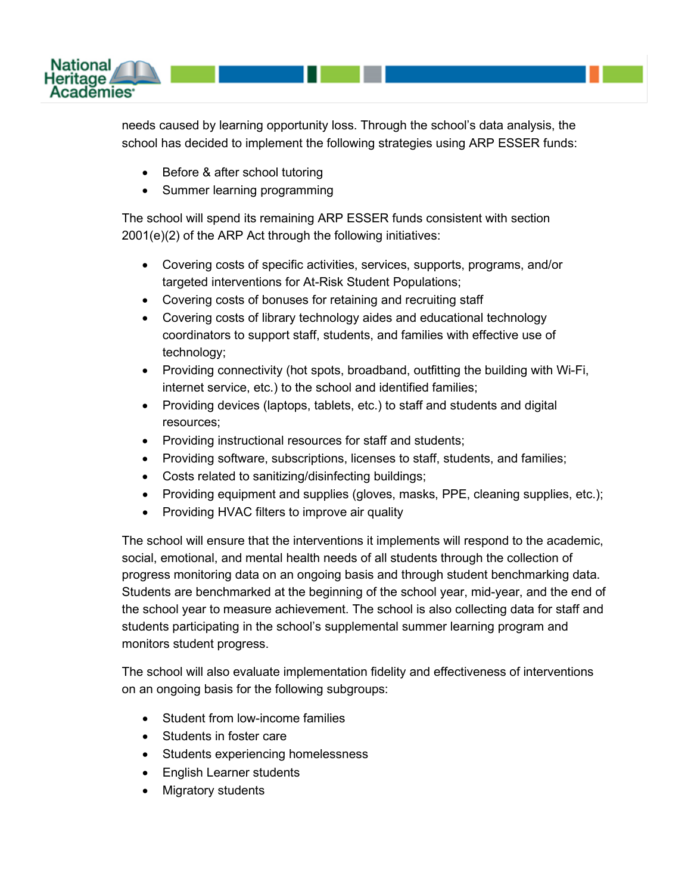needs caused by learning opportunity loss. Through the school's data analysis, the school has decided to implement the following strategies using ARP ESSER funds:

- Before & after school tutoring
- Summer learning programming

The school will spend its remaining ARP ESSER funds consistent with section 2001(e)(2) of the ARP Act through the following initiatives:

- Covering costs of specific activities, services, supports, programs, and/or targeted interventions for At-Risk Student Populations;
- Covering costs of bonuses for retaining and recruiting staff
- Covering costs of library technology aides and educational technology coordinators to support staff, students, and families with effective use of technology;
- Providing connectivity (hot spots, broadband, outfitting the building with Wi-Fi, internet service, etc.) to the school and identified families;
- Providing devices (laptops, tablets, etc.) to staff and students and digital resources;
- Providing instructional resources for staff and students;
- Providing software, subscriptions, licenses to staff, students, and families;
- Costs related to sanitizing/disinfecting buildings;
- Providing equipment and supplies (gloves, masks, PPE, cleaning supplies, etc.);
- Providing HVAC filters to improve air quality

The school will ensure that the interventions it implements will respond to the academic, social, emotional, and mental health needs of all students through the collection of progress monitoring data on an ongoing basis and through student benchmarking data. Students are benchmarked at the beginning of the school year, mid-year, and the end of the school year to measure achievement. The school is also collecting data for staff and students participating in the school's supplemental summer learning program and monitors student progress.

The school will also evaluate implementation fidelity and effectiveness of interventions on an ongoing basis for the following subgroups:

- Student from low-income families
- Students in foster care
- Students experiencing homelessness
- English Learner students
- Migratory students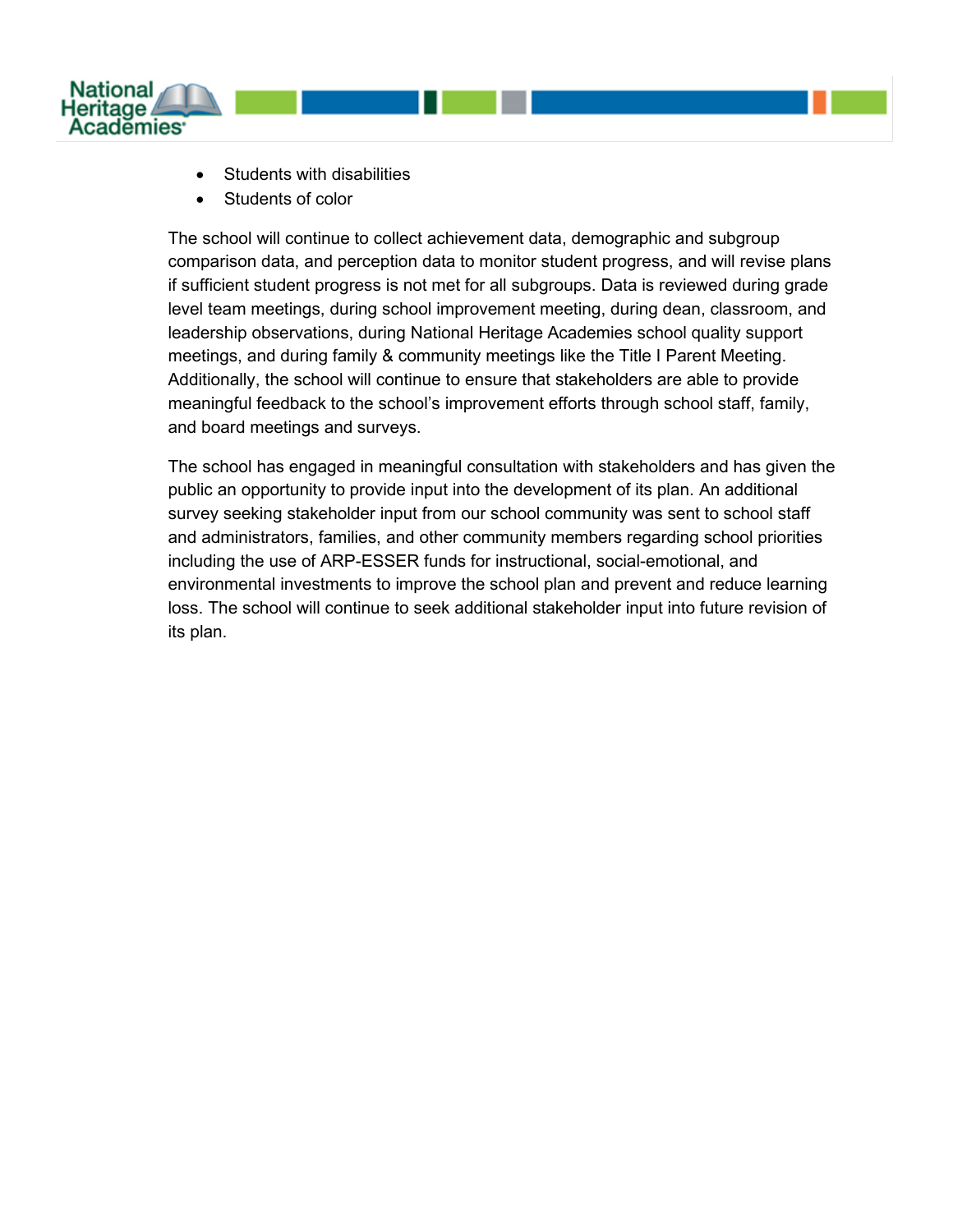- Students with disabilities
- Students of color

The school will continue to collect achievement data, demographic and subgroup comparison data, and perception data to monitor student progress, and will revise plans if sufficient student progress is not met for all subgroups. Data is reviewed during grade level team meetings, during school improvement meeting, during dean, classroom, and leadership observations, during National Heritage Academies school quality support meetings, and during family & community meetings like the Title I Parent Meeting. Additionally, the school will continue to ensure that stakeholders are able to provide meaningful feedback to the school's improvement efforts through school staff, family, and board meetings and surveys.

The school has engaged in meaningful consultation with stakeholders and has given the public an opportunity to provide input into the development of its plan. An additional survey seeking stakeholder input from our school community was sent to school staff and administrators, families, and other community members regarding school priorities including the use of ARP-ESSER funds for instructional, social-emotional, and environmental investments to improve the school plan and prevent and reduce learning loss. The school will continue to seek additional stakeholder input into future revision of its plan.